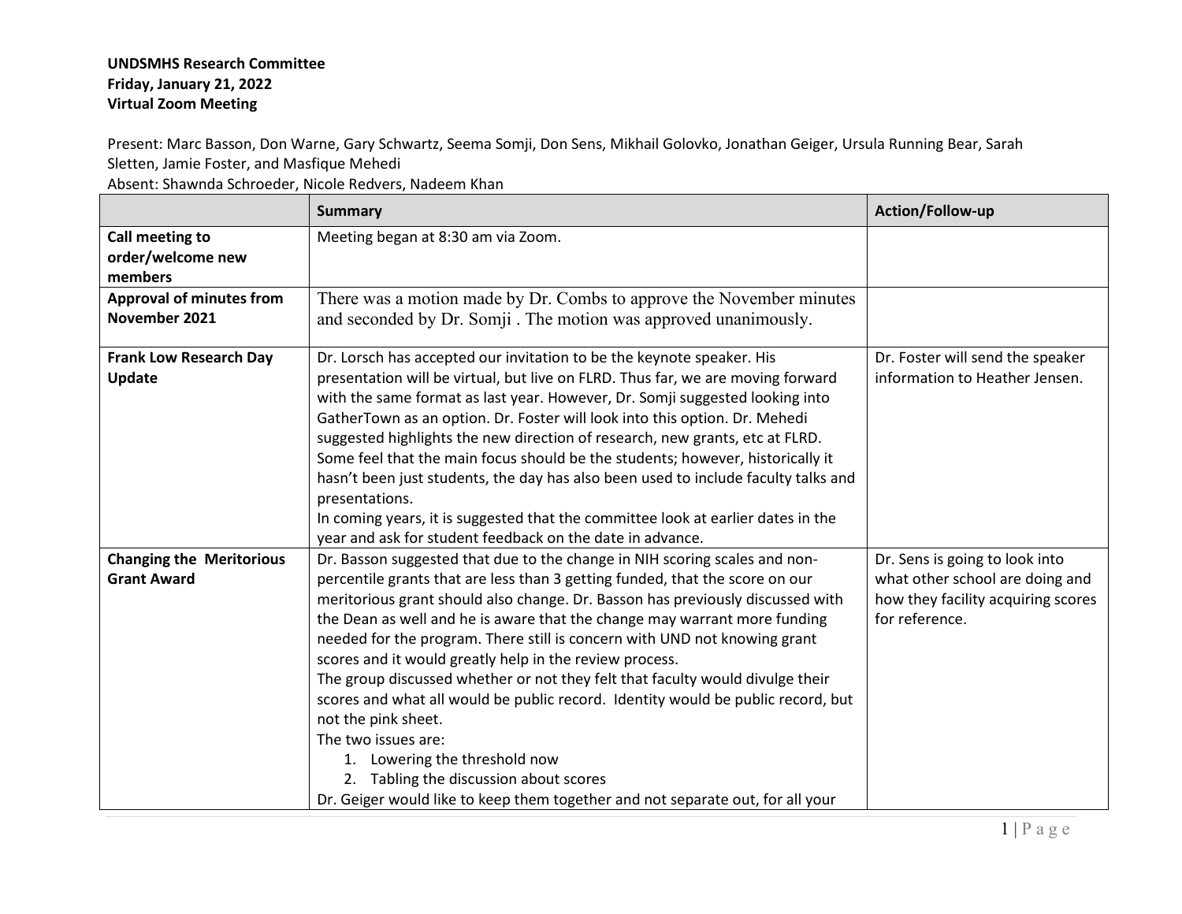**UNDSMHS Research Committee**
**Friday, January 21, 2022**
**Virtual Zoom Meeting**

Present: Marc Basson, Don Warne, Gary Schwartz, Seema Somji, Don Sens, Mikhail Golovko, Jonathan Geiger, Ursula Running Bear, Sarah Sletten, Jamie Foster, and Masfique Mehedi
Absent: Shawnda Schroeder, Nicole Redvers, Nadeem Khan

| | Summary | Action/Follow-up |
|---|---|---|
| **Call meeting to order/welcome new members** | Meeting began at 8:30 am via Zoom. | |
| **Approval of minutes from November 2021** | There was a motion made by Dr. Combs to approve the November minutes and seconded by Dr. Somji . The motion was approved unanimously. | |
| **Frank Low Research Day Update** | Dr. Lorsch has accepted our invitation to be the keynote speaker. His presentation will be virtual, but live on FLRD. Thus far, we are moving forward with the same format as last year. However, Dr. Somji suggested looking into GatherTown as an option. Dr. Foster will look into this option. Dr. Mehedi suggested highlights the new direction of research, new grants, etc at FLRD. Some feel that the main focus should be the students; however, historically it hasn't been just students, the day has also been used to include faculty talks and presentations.<br>In coming years, it is suggested that the committee look at earlier dates in the year and ask for student feedback on the date in advance. | Dr. Foster will send the speaker information to Heather Jensen. |
| **Changing the Meritorious Grant Award** | Dr. Basson suggested that due to the change in NIH scoring scales and non-percentile grants that are less than 3 getting funded, that the score on our meritorious grant should also change. Dr. Basson has previously discussed with the Dean as well and he is aware that the change may warrant more funding needed for the program. There still is concern with UND not knowing grant scores and it would greatly help in the review process.<br>The group discussed whether or not they felt that faculty would divulge their scores and what all would be public record. Identity would be public record, but not the pink sheet.<br>The two issues are:<br>1. Lowering the threshold now<br>2. Tabling the discussion about scores<br>Dr. Geiger would like to keep them together and not separate out, for all your | Dr. Sens is going to look into what other school are doing and how they facility acquiring scores for reference. |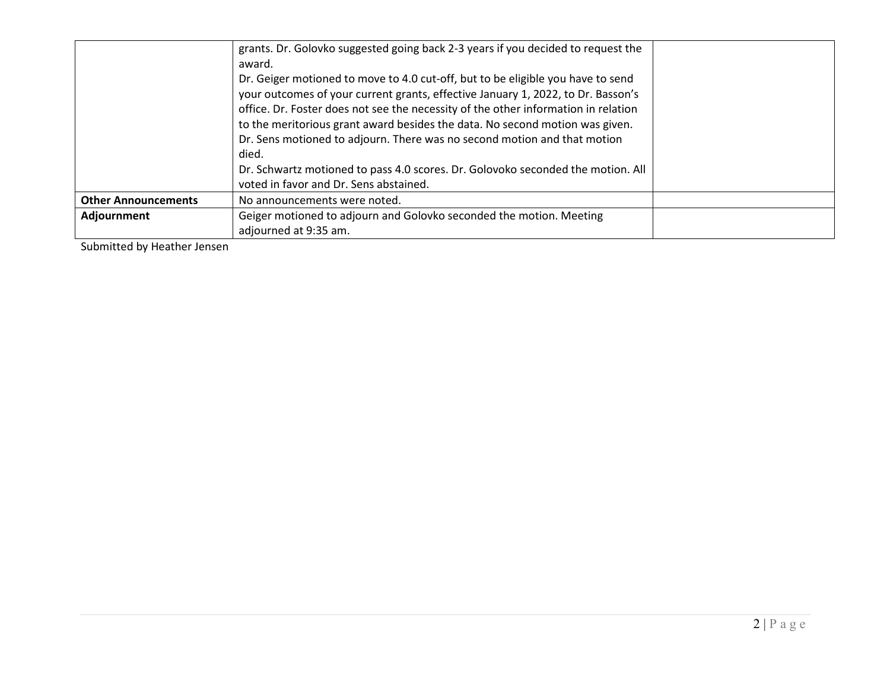| | | |
|---|---|---|
| | grants. Dr. Golovko suggested going back 2-3 years if you decided to request the award.<br>Dr. Geiger motioned to move to 4.0 cut-off, but to be eligible you have to send your outcomes of your current grants, effective January 1, 2022, to Dr. Basson's office. Dr. Foster does not see the necessity of the other information in relation to the meritorious grant award besides the data. No second motion was given.<br>Dr. Sens motioned to adjourn. There was no second motion and that motion died.<br>Dr. Schwartz motioned to pass 4.0 scores. Dr. Golovoko seconded the motion. All voted in favor and Dr. Sens abstained. | |
| **Other Announcements** | No announcements were noted. | |
| **Adjournment** | Geiger motioned to adjourn and Golovko seconded the motion. Meeting adjourned at 9:35 am. | |

Submitted by Heather Jensen